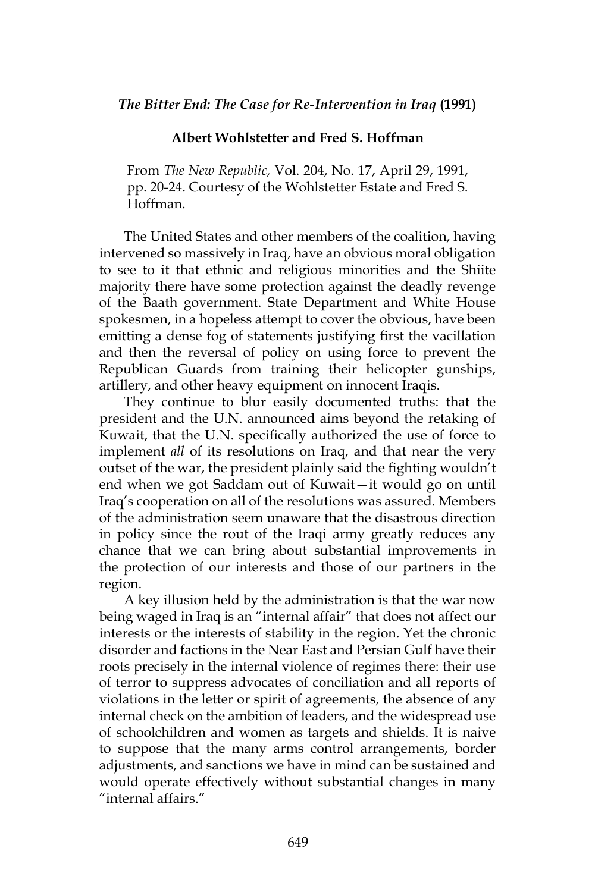## *The Bitter End: The Case for Re-Intervention in Iraq* (1991)

### Albert Wohlstetter and Fred S. Hoffman

From *The New Republic,* Vol. 204, No. 17, April 29, 1991, pp. 20-24. Courtesy of the Wohlstetter Estate and Fred S. Hoffman.

The United States and other members of the coalition, having intervened so massively in Iraq, have an obvious moral obligation to see to it that ethnic and religious minorities and the Shiite majority there have some protection against the deadly revenge of the Baath government. State Department and White House spokesmen, in a hopeless attempt to cover the obvious, have been emitting a dense fog of statements justifying first the vacillation and then the reversal of policy on using force to prevent the Republican Guards from training their helicopter gunships, artillery, and other heavy equipment on innocent Iraqis.

They continue to blur easily documented truths: that the president and the U.N. announced aims beyond the retaking of Kuwait, that the U.N. specifically authorized the use of force to implement *all* of its resolutions on Iraq, and that near the very outset of the war, the president plainly said the fighting wouldn't end when we got Saddam out of Kuwait—it would go on until Iraq's cooperation on all of the resolutions was assured. Members of the administration seem unaware that the disastrous direction in policy since the rout of the Iraqi army greatly reduces any chance that we can bring about substantial improvements in the protection of our interests and those of our partners in the region.

A key illusion held by the administration is that the war now being waged in Iraq is an "internal affair" that does not affect our interests or the interests of stability in the region. Yet the chronic disorder and factions in the Near East and Persian Gulf have their roots precisely in the internal violence of regimes there: their use of terror to suppress advocates of conciliation and all reports of violations in the letter or spirit of agreements, the absence of any internal check on the ambition of leaders, and the widespread use of schoolchildren and women as targets and shields. It is naive to suppose that the many arms control arrangements, border adjustments, and sanctions we have in mind can be sustained and would operate effectively without substantial changes in many "internal affairs."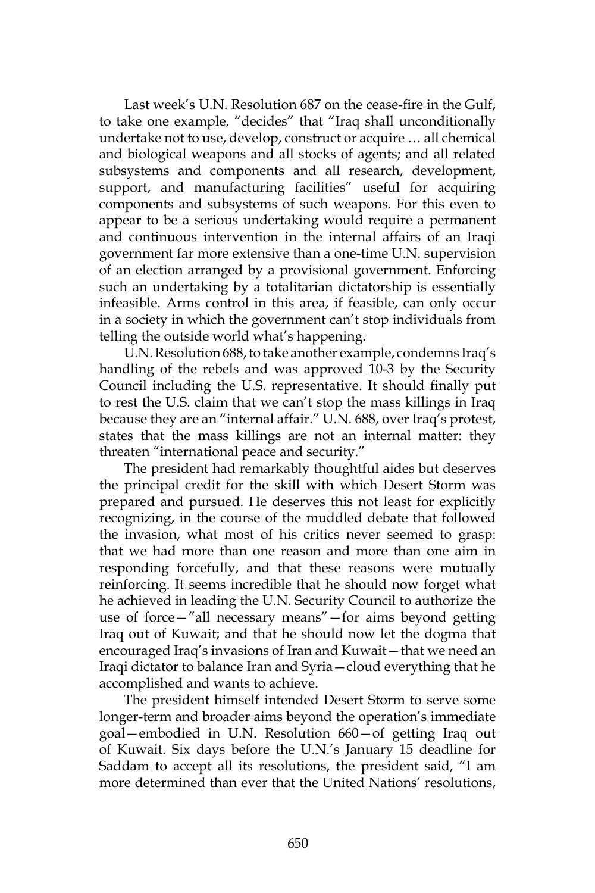Last week's U.N. Resolution 687 on the cease-fire in the Gulf, to take one example, "decides" that "Iraq shall unconditionally undertake not to use, develop, construct or acquire … all chemical and biological weapons and all stocks of agents; and all related subsystems and components and all research, development, support, and manufacturing facilities" useful for acquiring components and subsystems of such weapons. For this even to appear to be a serious undertaking would require a permanent and continuous intervention in the internal affairs of an Iraqi government far more extensive than a one-time U.N. supervision of an election arranged by a provisional government. Enforcing such an undertaking by a totalitarian dictatorship is essentially infeasible. Arms control in this area, if feasible, can only occur in a society in which the government can't stop individuals from telling the outside world what's happening.

U.N. Resolution 688, to take another example, condemns Iraq's handling of the rebels and was approved 10-3 by the Security Council including the U.S. representative. It should finally put to rest the U.S. claim that we can't stop the mass killings in Iraq because they are an "internal affair." U.N. 688, over Iraq's protest, states that the mass killings are not an internal matter: they threaten "international peace and security."

The president had remarkably thoughtful aides but deserves the principal credit for the skill with which Desert Storm was prepared and pursued. He deserves this not least for explicitly recognizing, in the course of the muddled debate that followed the invasion, what most of his critics never seemed to grasp: that we had more than one reason and more than one aim in responding forcefully, and that these reasons were mutually reinforcing. It seems incredible that he should now forget what he achieved in leading the U.N. Security Council to authorize the use of force—"all necessary means"—for aims beyond getting Iraq out of Kuwait; and that he should now let the dogma that encouraged Iraq's invasions of Iran and Kuwait—that we need an Iraqi dictator to balance Iran and Syria—cloud everything that he accomplished and wants to achieve.

The president himself intended Desert Storm to serve some longer-term and broader aims beyond the operation's immediate goal—embodied in U.N. Resolution 660—of getting Iraq out of Kuwait. Six days before the U.N.'s January 15 deadline for Saddam to accept all its resolutions, the president said, "I am more determined than ever that the United Nations' resolutions,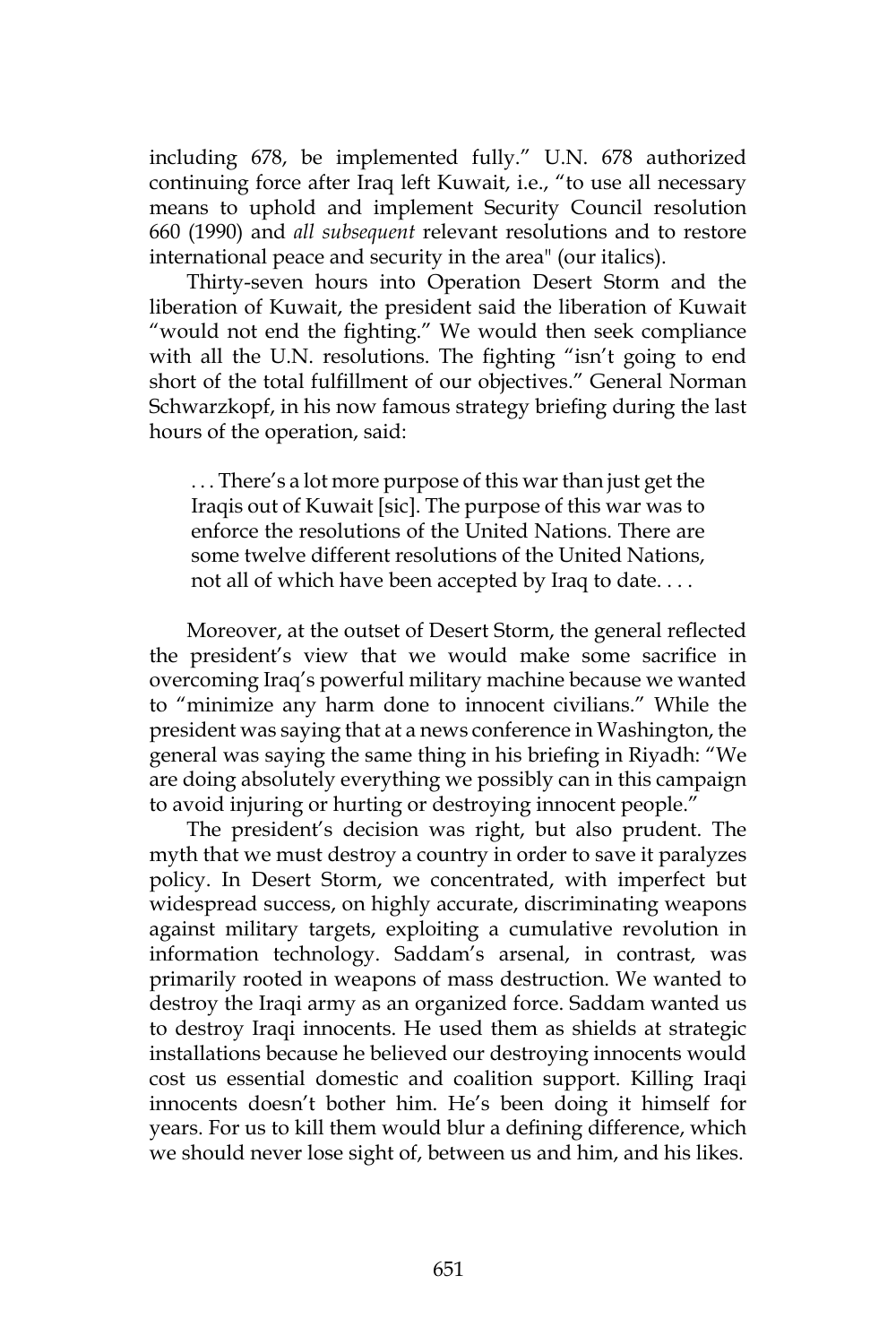including 678, be implemented fully." U.N. 678 authorized continuing force after Iraq left Kuwait, i.e., "to use all necessary means to uphold and implement Security Council resolution 660 (1990) and *all subsequent* relevant resolutions and to restore international peace and security in the area" (our italics).

Thirty-seven hours into Operation Desert Storm and the liberation of Kuwait, the president said the liberation of Kuwait "would not end the fighting." We would then seek compliance with all the U.N. resolutions. The fighting "isn't going to end short of the total fulfillment of our objectives." General Norman Schwarzkopf, in his now famous strategy briefing during the last hours of the operation, said:

> . . . There's a lot more purpose of this war than just get the Iraqis out of Kuwait [sic]. The purpose of this war was to enforce the resolutions of the United Nations. There are some twelve different resolutions of the United Nations, not all of which have been accepted by Iraq to date. . . .

Moreover, at the outset of Desert Storm, the general reflected the president's view that we would make some sacrifice in overcoming Iraq's powerful military machine because we wanted to "minimize any harm done to innocent civilians." While the president was saying that at a news conference in Washington, the general was saying the same thing in his briefing in Riyadh: "We are doing absolutely everything we possibly can in this campaign to avoid injuring or hurting or destroying innocent people."

The president's decision was right, but also prudent. The myth that we must destroy a country in order to save it paralyzes policy. In Desert Storm, we concentrated, with imperfect but widespread success, on highly accurate, discriminating weapons against military targets, exploiting a cumulative revolution in information technology. Saddam's arsenal, in contrast, was primarily rooted in weapons of mass destruction. We wanted to destroy the Iraqi army as an organized force. Saddam wanted us to destroy Iraqi innocents. He used them as shields at strategic installations because he believed our destroying innocents would cost us essential domestic and coalition support. Killing Iraqi innocents doesn't bother him. He's been doing it himself for years. For us to kill them would blur a defining difference, which we should never lose sight of, between us and him, and his likes.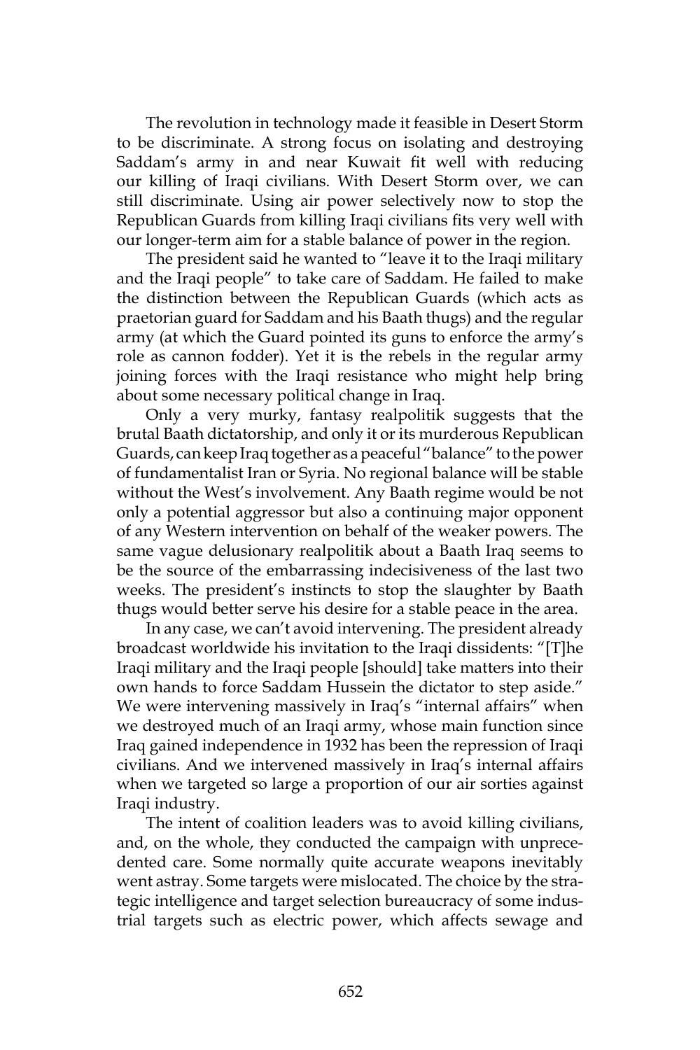The revolution in technology made it feasible in Desert Storm to be discriminate. A strong focus on isolating and destroying Saddam's army in and near Kuwait fit well with reducing our killing of Iraqi civilians. With Desert Storm over, we can still discriminate. Using air power selectively now to stop the Republican Guards from killing Iraqi civilians fits very well with our longer-term aim for a stable balance of power in the region.

The president said he wanted to "leave it to the Iraqi military and the Iraqi people" to take care of Saddam. He failed to make the distinction between the Republican Guards (which acts as praetorian guard for Saddam and his Baath thugs) and the regular army (at which the Guard pointed its guns to enforce the army's role as cannon fodder). Yet it is the rebels in the regular army joining forces with the Iraqi resistance who might help bring about some necessary political change in Iraq.

Only a very murky, fantasy realpolitik suggests that the brutal Baath dictatorship, and only it or its murderous Republican Guards, can keep Iraq together as a peaceful "balance" to the power of fundamentalist Iran or Syria. No regional balance will be stable without the West's involvement. Any Baath regime would be not only a potential aggressor but also a continuing major opponent of any Western intervention on behalf of the weaker powers. The same vague delusionary realpolitik about a Baath Iraq seems to be the source of the embarrassing indecisiveness of the last two weeks. The president's instincts to stop the slaughter by Baath thugs would better serve his desire for a stable peace in the area.

In any case, we can't avoid intervening. The president already broadcast worldwide his invitation to the Iraqi dissidents: "[T]he Iraqi military and the Iraqi people [should] take matters into their own hands to force Saddam Hussein the dictator to step aside." We were intervening massively in Iraq's "internal affairs" when we destroyed much of an Iraqi army, whose main function since Iraq gained independence in 1932 has been the repression of Iraqi civilians. And we intervened massively in Iraq's internal affairs when we targeted so large a proportion of our air sorties against Iraqi industry.

The intent of coalition leaders was to avoid killing civilians, and, on the whole, they conducted the campaign with unprecedented care. Some normally quite accurate weapons inevitably went astray. Some targets were mislocated. The choice by the strategic intelligence and target selection bureaucracy of some industrial targets such as electric power, which affects sewage and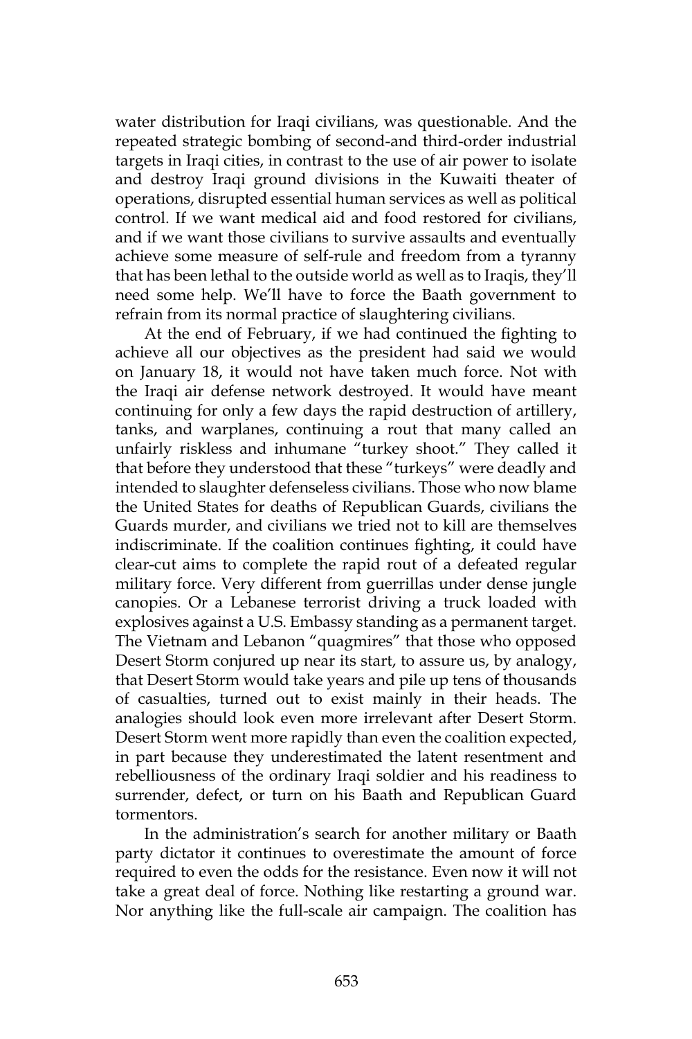water distribution for Iraqi civilians, was questionable. And the repeated strategic bombing of second-and third-order industrial targets in Iraqi cities, in contrast to the use of air power to isolate and destroy Iraqi ground divisions in the Kuwaiti theater of operations, disrupted essential human services as well as political control. If we want medical aid and food restored for civilians, and if we want those civilians to survive assaults and eventually achieve some measure of self-rule and freedom from a tyranny that has been lethal to the outside world as well as to Iraqis, they'll need some help. We'll have to force the Baath government to refrain from its normal practice of slaughtering civilians.

At the end of February, if we had continued the fighting to achieve all our objectives as the president had said we would on January 18, it would not have taken much force. Not with the Iraqi air defense network destroyed. It would have meant continuing for only a few days the rapid destruction of artillery, tanks, and warplanes, continuing a rout that many called an unfairly riskless and inhumane "turkey shoot." They called it that before they understood that these "turkeys" were deadly and intended to slaughter defenseless civilians. Those who now blame the United States for deaths of Republican Guards, civilians the Guards murder, and civilians we tried not to kill are themselves indiscriminate. If the coalition continues fighting, it could have clear-cut aims to complete the rapid rout of a defeated regular military force. Very different from guerrillas under dense jungle canopies. Or a Lebanese terrorist driving a truck loaded with explosives against a U.S. Embassy standing as a permanent target. The Vietnam and Lebanon "quagmires" that those who opposed Desert Storm conjured up near its start, to assure us, by analogy, that Desert Storm would take years and pile up tens of thousands of casualties, turned out to exist mainly in their heads. The analogies should look even more irrelevant after Desert Storm. Desert Storm went more rapidly than even the coalition expected, in part because they underestimated the latent resentment and rebelliousness of the ordinary Iraqi soldier and his readiness to surrender, defect, or turn on his Baath and Republican Guard tormentors.

In the administration's search for another military or Baath party dictator it continues to overestimate the amount of force required to even the odds for the resistance. Even now it will not take a great deal of force. Nothing like restarting a ground war. Nor anything like the full-scale air campaign. The coalition has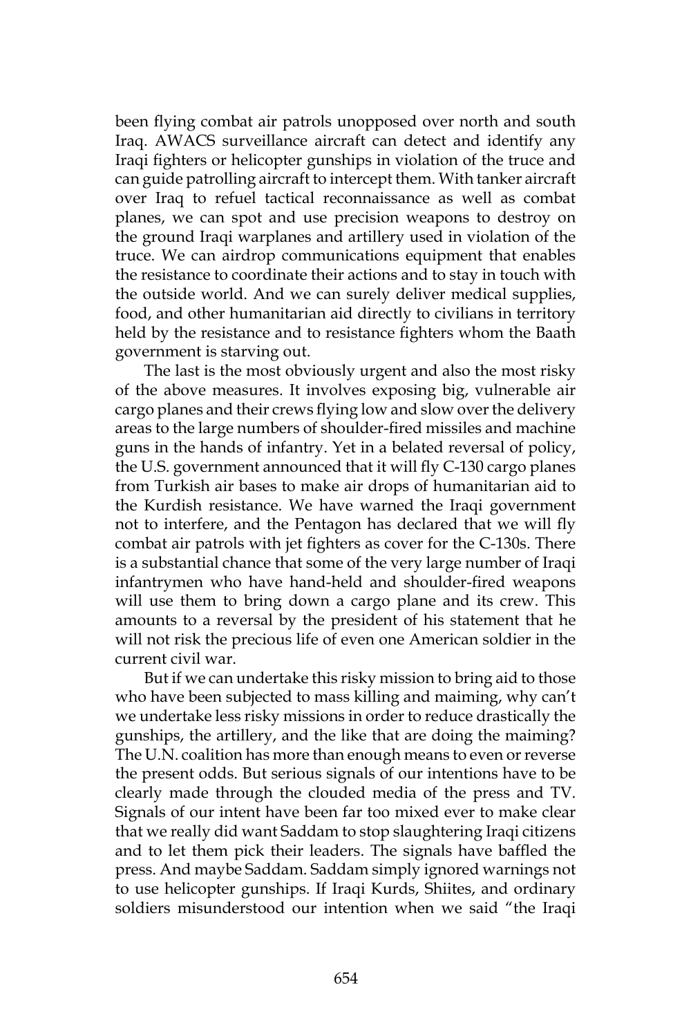been flying combat air patrols unopposed over north and south Iraq. AWACS surveillance aircraft can detect and identify any Iraqi fighters or helicopter gunships in violation of the truce and can guide patrolling aircraft to intercept them. With tanker aircraft over Iraq to refuel tactical reconnaissance as well as combat planes, we can spot and use precision weapons to destroy on the ground Iraqi warplanes and artillery used in violation of the truce. We can airdrop communications equipment that enables the resistance to coordinate their actions and to stay in touch with the outside world. And we can surely deliver medical supplies, food, and other humanitarian aid directly to civilians in territory held by the resistance and to resistance fighters whom the Baath government is starving out.

The last is the most obviously urgent and also the most risky of the above measures. It involves exposing big, vulnerable air cargo planes and their crews flying low and slow over the delivery areas to the large numbers of shoulder-fired missiles and machine guns in the hands of infantry. Yet in a belated reversal of policy, the U.S. government announced that it will fly C-130 cargo planes from Turkish air bases to make air drops of humanitarian aid to the Kurdish resistance. We have warned the Iraqi government not to interfere, and the Pentagon has declared that we will fly combat air patrols with jet fighters as cover for the C-130s. There is a substantial chance that some of the very large number of Iraqi infantrymen who have hand-held and shoulder-fired weapons will use them to bring down a cargo plane and its crew. This amounts to a reversal by the president of his statement that he will not risk the precious life of even one American soldier in the current civil war.

But if we can undertake this risky mission to bring aid to those who have been subjected to mass killing and maiming, why can't we undertake less risky missions in order to reduce drastically the gunships, the artillery, and the like that are doing the maiming? The U.N. coalition has more than enough means to even or reverse the present odds. But serious signals of our intentions have to be clearly made through the clouded media of the press and TV. Signals of our intent have been far too mixed ever to make clear that we really did want Saddam to stop slaughtering Iraqi citizens and to let them pick their leaders. The signals have baffled the press. And maybe Saddam. Saddam simply ignored warnings not to use helicopter gunships. If Iraqi Kurds, Shiites, and ordinary soldiers misunderstood our intention when we said "the Iraqi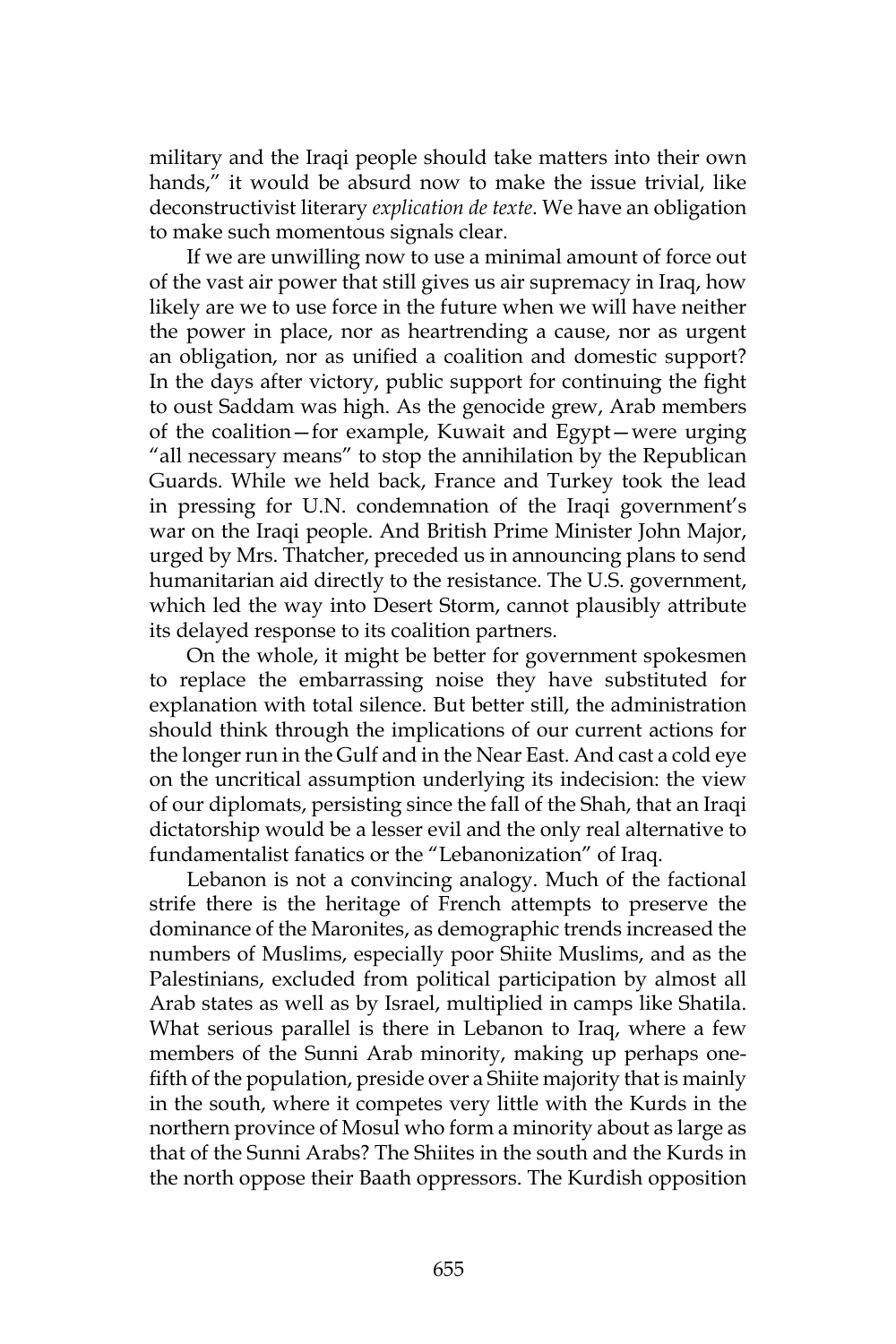military and the Iraqi people should take matters into their own hands," it would be absurd now to make the issue trivial, like deconstructivist literary *explication de texte*. We have an obligation to make such momentous signals clear.

If we are unwilling now to use a minimal amount of force out of the vast air power that still gives us air supremacy in Iraq, how likely are we to use force in the future when we will have neither the power in place, nor as heartrending a cause, nor as urgent an obligation, nor as unified a coalition and domestic support? In the days after victory, public support for continuing the fight to oust Saddam was high. As the genocide grew, Arab members of the coalition—for example, Kuwait and Egypt—were urging "all necessary means" to stop the annihilation by the Republican Guards. While we held back, France and Turkey took the lead in pressing for U.N. condemnation of the Iraqi government's war on the Iraqi people. And British Prime Minister John Major, urged by Mrs. Thatcher, preceded us in announcing plans to send humanitarian aid directly to the resistance. The U.S. government, which led the way into Desert Storm, cannot plausibly attribute its delayed response to its coalition partners.

On the whole, it might be better for government spokesmen to replace the embarrassing noise they have substituted for explanation with total silence. But better still, the administration should think through the implications of our current actions for the longer run in the Gulf and in the Near East. And cast a cold eye on the uncritical assumption underlying its indecision: the view of our diplomats, persisting since the fall of the Shah, that an Iraqi dictatorship would be a lesser evil and the only real alternative to fundamentalist fanatics or the "Lebanonization" of Iraq.

Lebanon is not a convincing analogy. Much of the factional strife there is the heritage of French attempts to preserve the dominance of the Maronites, as demographic trends increased the numbers of Muslims, especially poor Shiite Muslims, and as the Palestinians, excluded from political participation by almost all Arab states as well as by Israel, multiplied in camps like Shatila. What serious parallel is there in Lebanon to Iraq, where a few members of the Sunni Arab minority, making up perhaps one-fifth of the population, preside over a Shiite majority that is mainly in the south, where it competes very little with the Kurds in the northern province of Mosul who form a minority about as large as that of the Sunni Arabs? The Shiites in the south and the Kurds in the north oppose their Baath oppressors. The Kurdish opposition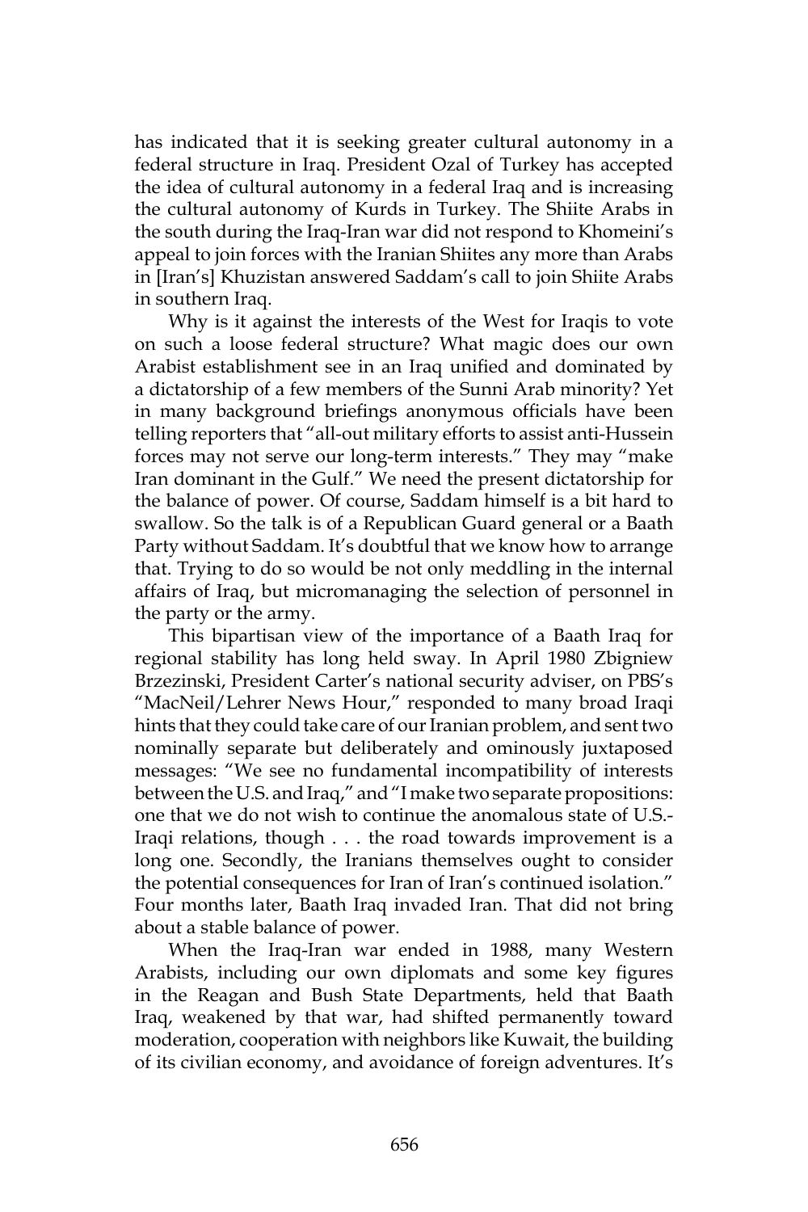has indicated that it is seeking greater cultural autonomy in a federal structure in Iraq. President Ozal of Turkey has accepted the idea of cultural autonomy in a federal Iraq and is increasing the cultural autonomy of Kurds in Turkey. The Shiite Arabs in the south during the Iraq-Iran war did not respond to Khomeini's appeal to join forces with the Iranian Shiites any more than Arabs in [Iran's] Khuzistan answered Saddam's call to join Shiite Arabs in southern Iraq.

Why is it against the interests of the West for Iraqis to vote on such a loose federal structure? What magic does our own Arabist establishment see in an Iraq unified and dominated by a dictatorship of a few members of the Sunni Arab minority? Yet in many background briefings anonymous officials have been telling reporters that "all-out military efforts to assist anti-Hussein forces may not serve our long-term interests." They may "make Iran dominant in the Gulf." We need the present dictatorship for the balance of power. Of course, Saddam himself is a bit hard to swallow. So the talk is of a Republican Guard general or a Baath Party without Saddam. It's doubtful that we know how to arrange that. Trying to do so would be not only meddling in the internal affairs of Iraq, but micromanaging the selection of personnel in the party or the army.

This bipartisan view of the importance of a Baath Iraq for regional stability has long held sway. In April 1980 Zbigniew Brzezinski, President Carter's national security adviser, on PBS's "MacNeil/Lehrer News Hour," responded to many broad Iraqi hints that they could take care of our Iranian problem, and sent two nominally separate but deliberately and ominously juxtaposed messages: "We see no fundamental incompatibility of interests between the U.S. and Iraq," and "I make two separate propositions: one that we do not wish to continue the anomalous state of U.S.-Iraqi relations, though . . . the road towards improvement is a long one. Secondly, the Iranians themselves ought to consider the potential consequences for Iran of Iran's continued isolation." Four months later, Baath Iraq invaded Iran. That did not bring about a stable balance of power.

When the Iraq-Iran war ended in 1988, many Western Arabists, including our own diplomats and some key figures in the Reagan and Bush State Departments, held that Baath Iraq, weakened by that war, had shifted permanently toward moderation, cooperation with neighbors like Kuwait, the building of its civilian economy, and avoidance of foreign adventures. It's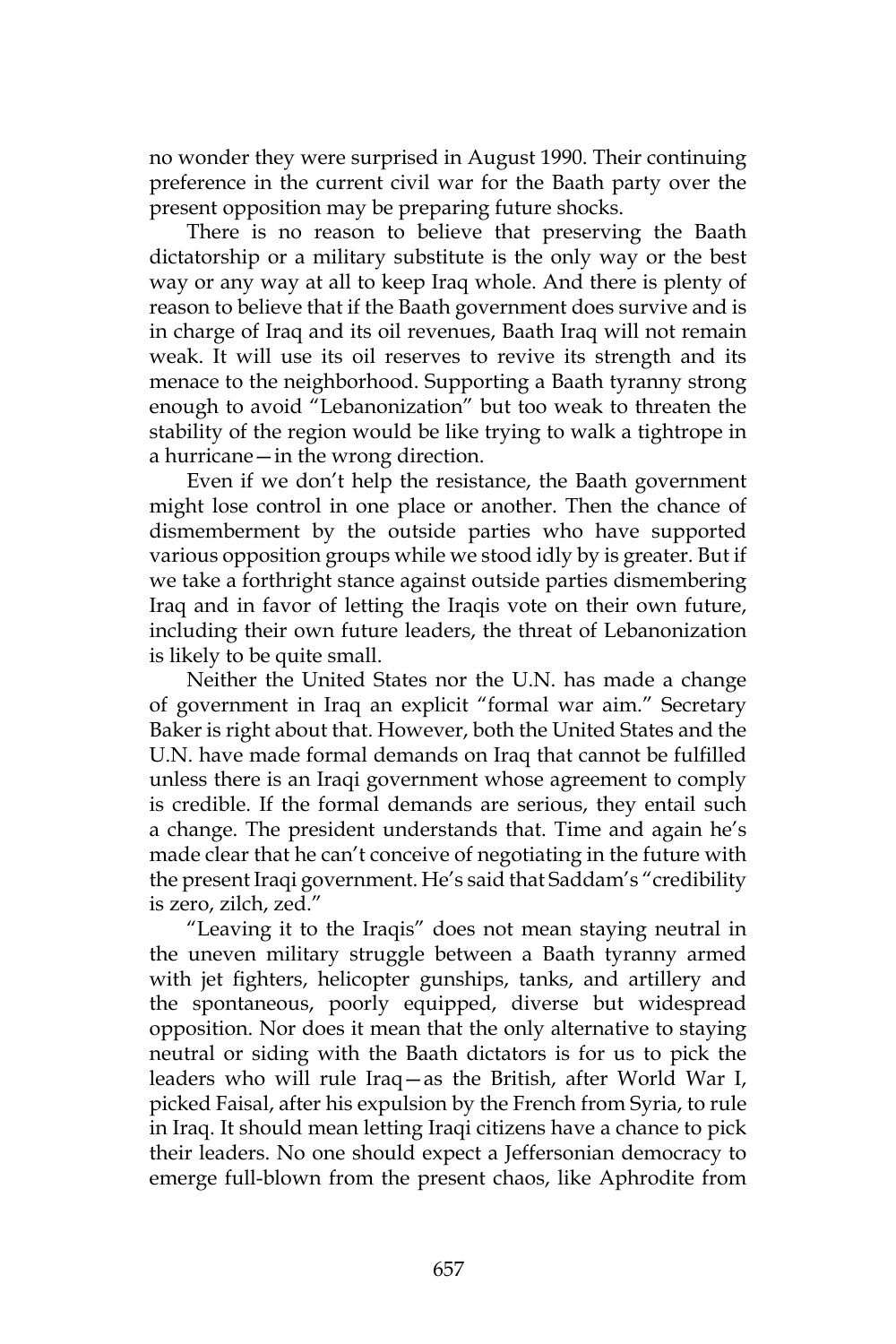no wonder they were surprised in August 1990. Their continuing preference in the current civil war for the Baath party over the present opposition may be preparing future shocks.

There is no reason to believe that preserving the Baath dictatorship or a military substitute is the only way or the best way or any way at all to keep Iraq whole. And there is plenty of reason to believe that if the Baath government does survive and is in charge of Iraq and its oil revenues, Baath Iraq will not remain weak. It will use its oil reserves to revive its strength and its menace to the neighborhood. Supporting a Baath tyranny strong enough to avoid "Lebanonization" but too weak to threaten the stability of the region would be like trying to walk a tightrope in a hurricane—in the wrong direction.

Even if we don't help the resistance, the Baath government might lose control in one place or another. Then the chance of dismemberment by the outside parties who have supported various opposition groups while we stood idly by is greater. But if we take a forthright stance against outside parties dismembering Iraq and in favor of letting the Iraqis vote on their own future, including their own future leaders, the threat of Lebanonization is likely to be quite small.

Neither the United States nor the U.N. has made a change of government in Iraq an explicit "formal war aim." Secretary Baker is right about that. However, both the United States and the U.N. have made formal demands on Iraq that cannot be fulfilled unless there is an Iraqi government whose agreement to comply is credible. If the formal demands are serious, they entail such a change. The president understands that. Time and again he's made clear that he can't conceive of negotiating in the future with the present Iraqi government. He's said that Saddam's "credibility is zero, zilch, zed."

"Leaving it to the Iraqis" does not mean staying neutral in the uneven military struggle between a Baath tyranny armed with jet fighters, helicopter gunships, tanks, and artillery and the spontaneous, poorly equipped, diverse but widespread opposition. Nor does it mean that the only alternative to staying neutral or siding with the Baath dictators is for us to pick the leaders who will rule Iraq—as the British, after World War I, picked Faisal, after his expulsion by the French from Syria, to rule in Iraq. It should mean letting Iraqi citizens have a chance to pick their leaders. No one should expect a Jeffersonian democracy to emerge full-blown from the present chaos, like Aphrodite from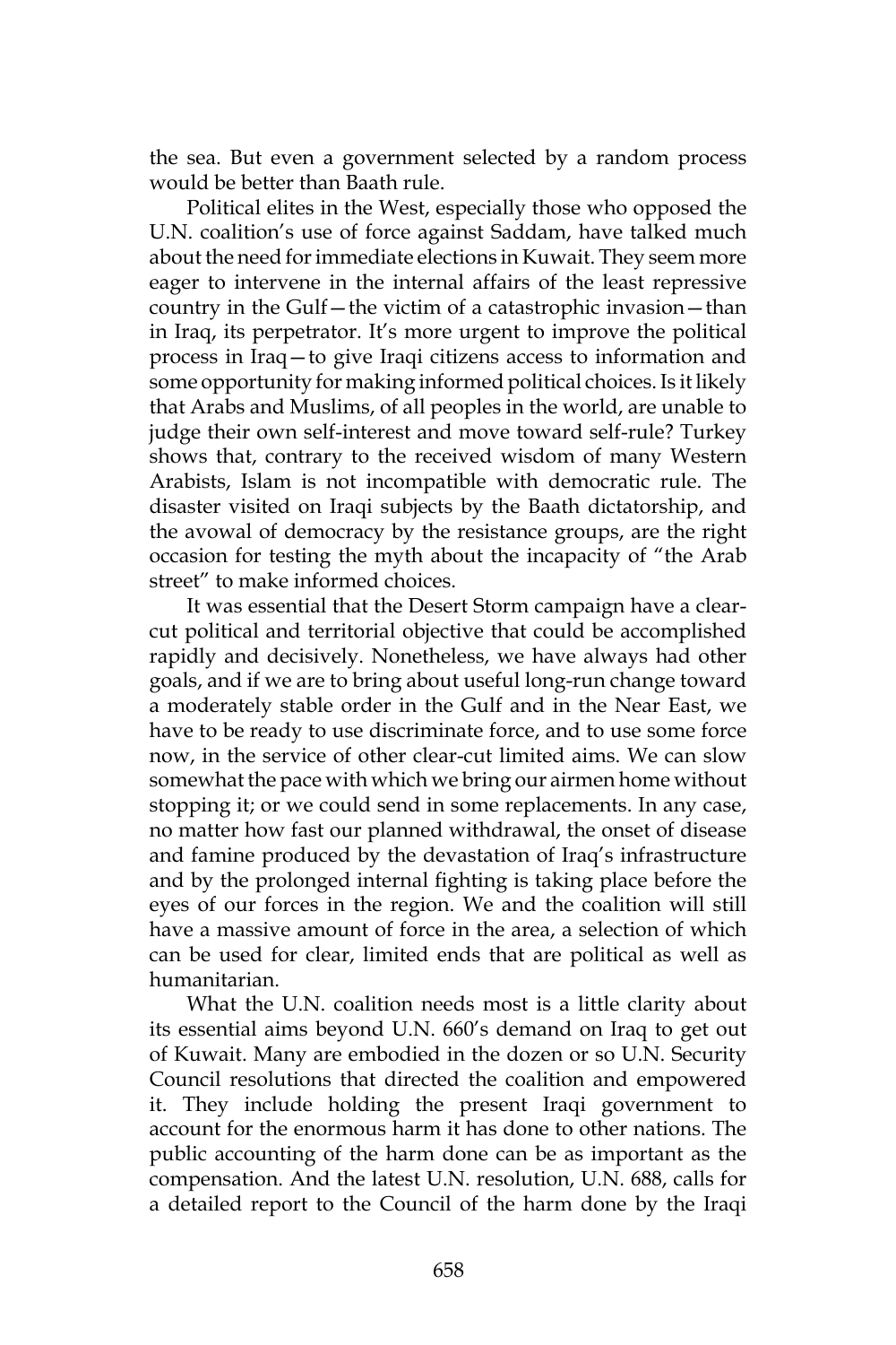the sea. But even a government selected by a random process would be better than Baath rule.

Political elites in the West, especially those who opposed the U.N. coalition's use of force against Saddam, have talked much about the need for immediate elections in Kuwait. They seem more eager to intervene in the internal affairs of the least repressive country in the Gulf—the victim of a catastrophic invasion—than in Iraq, its perpetrator. It's more urgent to improve the political process in Iraq—to give Iraqi citizens access to information and some opportunity for making informed political choices. Is it likely that Arabs and Muslims, of all peoples in the world, are unable to judge their own self-interest and move toward self-rule? Turkey shows that, contrary to the received wisdom of many Western Arabists, Islam is not incompatible with democratic rule. The disaster visited on Iraqi subjects by the Baath dictatorship, and the avowal of democracy by the resistance groups, are the right occasion for testing the myth about the incapacity of "the Arab street" to make informed choices.

It was essential that the Desert Storm campaign have a clear-cut political and territorial objective that could be accomplished rapidly and decisively. Nonetheless, we have always had other goals, and if we are to bring about useful long-run change toward a moderately stable order in the Gulf and in the Near East, we have to be ready to use discriminate force, and to use some force now, in the service of other clear-cut limited aims. We can slow somewhat the pace with which we bring our airmen home without stopping it; or we could send in some replacements. In any case, no matter how fast our planned withdrawal, the onset of disease and famine produced by the devastation of Iraq's infrastructure and by the prolonged internal fighting is taking place before the eyes of our forces in the region. We and the coalition will still have a massive amount of force in the area, a selection of which can be used for clear, limited ends that are political as well as humanitarian.

What the U.N. coalition needs most is a little clarity about its essential aims beyond U.N. 660's demand on Iraq to get out of Kuwait. Many are embodied in the dozen or so U.N. Security Council resolutions that directed the coalition and empowered it. They include holding the present Iraqi government to account for the enormous harm it has done to other nations. The public accounting of the harm done can be as important as the compensation. And the latest U.N. resolution, U.N. 688, calls for a detailed report to the Council of the harm done by the Iraqi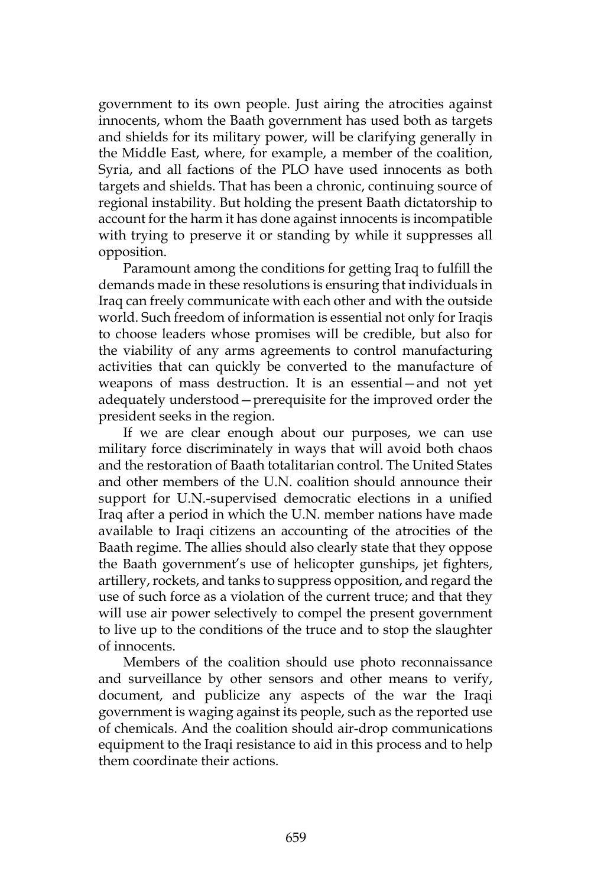government to its own people. Just airing the atrocities against innocents, whom the Baath government has used both as targets and shields for its military power, will be clarifying generally in the Middle East, where, for example, a member of the coalition, Syria, and all factions of the PLO have used innocents as both targets and shields. That has been a chronic, continuing source of regional instability. But holding the present Baath dictatorship to account for the harm it has done against innocents is incompatible with trying to preserve it or standing by while it suppresses all opposition.

Paramount among the conditions for getting Iraq to fulfill the demands made in these resolutions is ensuring that individuals in Iraq can freely communicate with each other and with the outside world. Such freedom of information is essential not only for Iraqis to choose leaders whose promises will be credible, but also for the viability of any arms agreements to control manufacturing activities that can quickly be converted to the manufacture of weapons of mass destruction. It is an essential—and not yet adequately understood—prerequisite for the improved order the president seeks in the region.

If we are clear enough about our purposes, we can use military force discriminately in ways that will avoid both chaos and the restoration of Baath totalitarian control. The United States and other members of the U.N. coalition should announce their support for U.N.-supervised democratic elections in a unified Iraq after a period in which the U.N. member nations have made available to Iraqi citizens an accounting of the atrocities of the Baath regime. The allies should also clearly state that they oppose the Baath government's use of helicopter gunships, jet fighters, artillery, rockets, and tanks to suppress opposition, and regard the use of such force as a violation of the current truce; and that they will use air power selectively to compel the present government to live up to the conditions of the truce and to stop the slaughter of innocents.

Members of the coalition should use photo reconnaissance and surveillance by other sensors and other means to verify, document, and publicize any aspects of the war the Iraqi government is waging against its people, such as the reported use of chemicals. And the coalition should air-drop communications equipment to the Iraqi resistance to aid in this process and to help them coordinate their actions.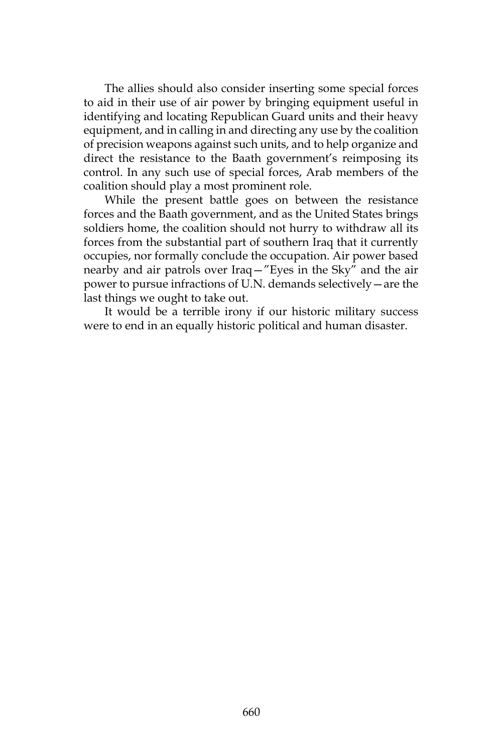The allies should also consider inserting some special forces to aid in their use of air power by bringing equipment useful in identifying and locating Republican Guard units and their heavy equipment, and in calling in and directing any use by the coalition of precision weapons against such units, and to help organize and direct the resistance to the Baath government's reimposing its control. In any such use of special forces, Arab members of the coalition should play a most prominent role.

While the present battle goes on between the resistance forces and the Baath government, and as the United States brings soldiers home, the coalition should not hurry to withdraw all its forces from the substantial part of southern Iraq that it currently occupies, nor formally conclude the occupation. Air power based nearby and air patrols over Iraq—"Eyes in the Sky" and the air power to pursue infractions of U.N. demands selectively—are the last things we ought to take out.

It would be a terrible irony if our historic military success were to end in an equally historic political and human disaster.